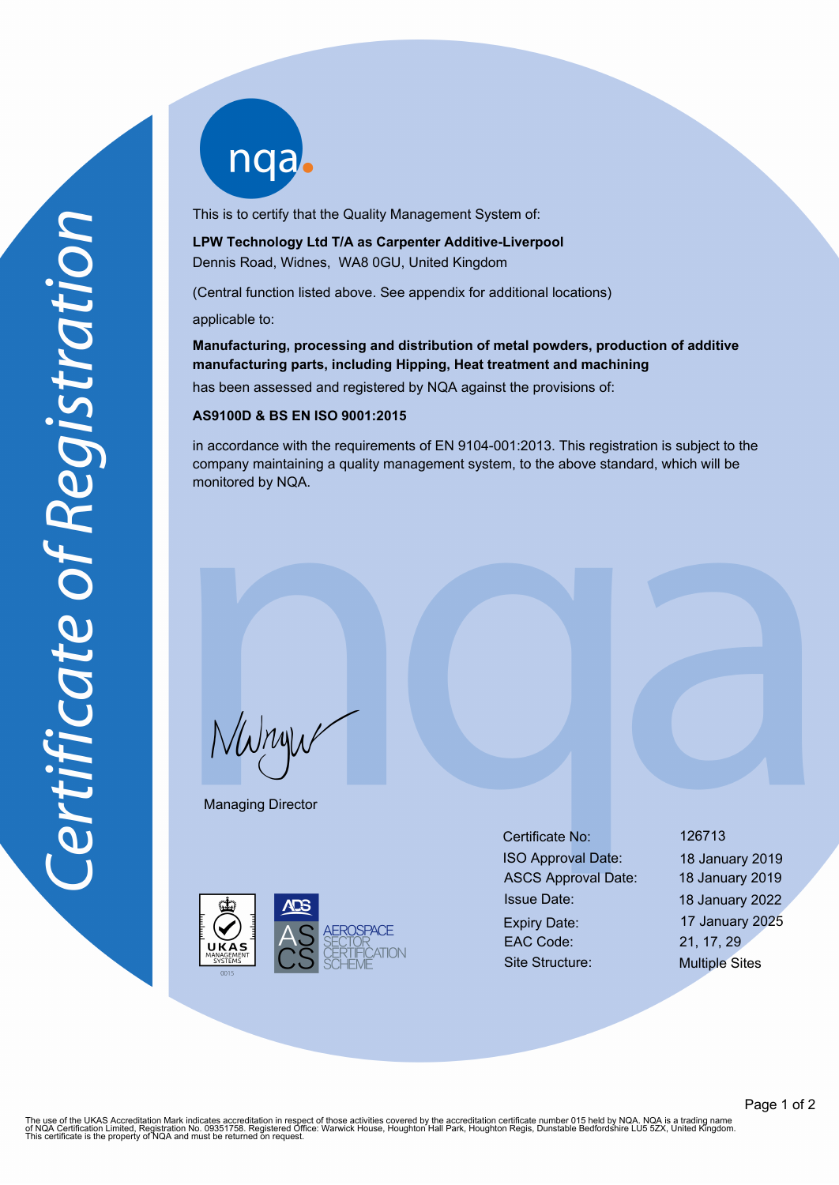# Certificate of Registration

nqa

This is to certify that the Quality Management System of:

**LPW Technology Ltd T/A as Carpenter Additive-Liverpool**
Dennis Road, Widnes, WA8 0GU, United Kingdom

(Central function listed above. See appendix for additional locations)

applicable to:

**Manufacturing, processing and distribution of metal powders, production of additive manufacturing parts, including Hipping, Heat treatment and machining**

has been assessed and registered by NQA against the provisions of:

**AS9100D & BS EN ISO 9001:2015**

in accordance with the requirements of EN 9104-001:2013. This registration is subject to the company maintaining a quality management system, to the above standard, which will be monitored by NQA.

Managing Director

UKAS MANAGEMENT SYSTEMS 0015

ADS AS CS AEROSPACE SECTOR CERTIFICATION SCHEME

| | |
|---|---|
| Certificate No: | 126713 |
| ISO Approval Date: | 18 January 2019 |
| ASCS Approval Date: | 18 January 2019 |
| Issue Date: | 18 January 2022 |
| Expiry Date: | 17 January 2025 |
| EAC Code: | 21, 17, 29 |
| Site Structure: | Multiple Sites |

The use of the UKAS Accreditation Mark indicates accreditation in respect of those activities covered by the accreditation certificate number 015 held by NQA. NQA is a trading name of NQA Certification Limited, Registration No. 09351758. Registered Office: Warwick House, Houghton Hall Park, Houghton Regis, Dunstable Bedfordshire LU5 5ZX, United Kingdom.
This certificate is the property of NQA and must be returned on request.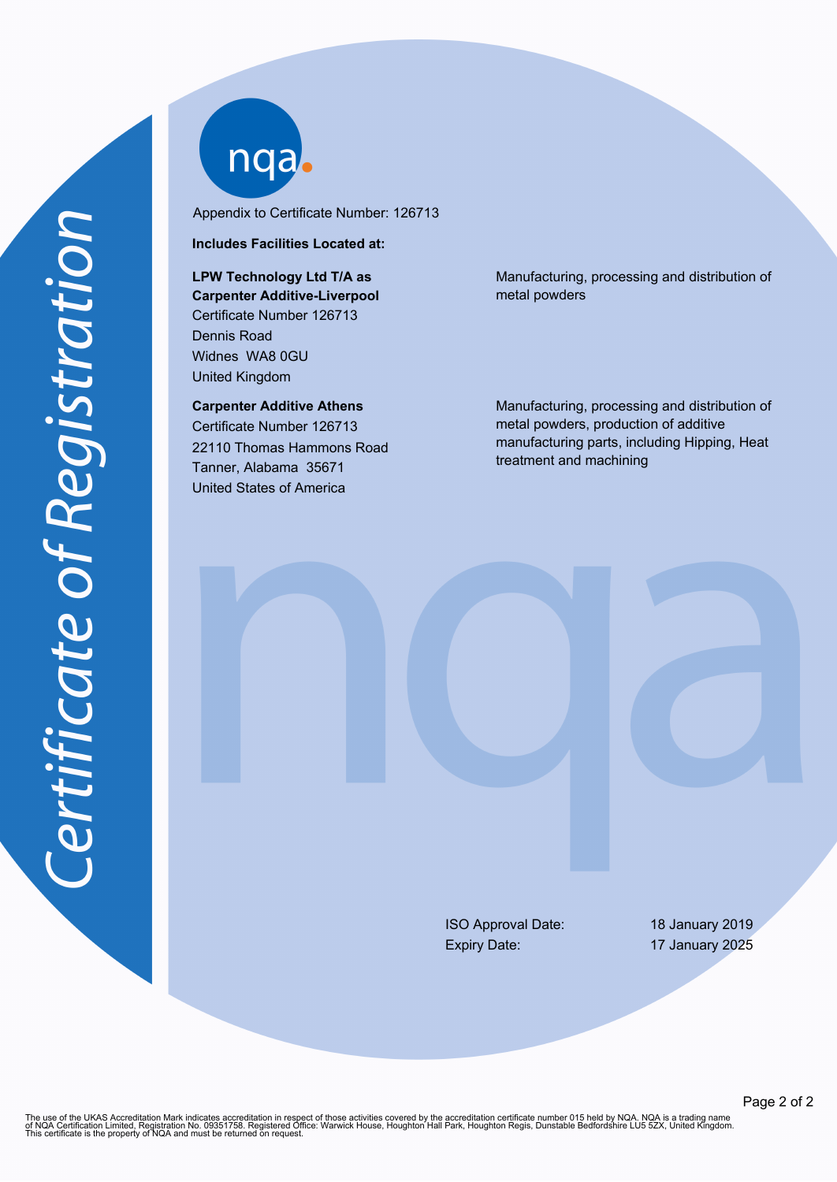Certificate of Registration

Appendix to Certificate Number: 126713

**Includes Facilities Located at:**

| | |
|---|---|
| **LPW Technology Ltd T/A as Carpenter Additive-Liverpool**<br>Certificate Number 126713<br>Dennis Road<br>Widnes WA8 0GU<br>United Kingdom | Manufacturing, processing and distribution of metal powders |
| **Carpenter Additive Athens**<br>Certificate Number 126713<br>22110 Thomas Hammons Road<br>Tanner, Alabama 35671<br>United States of America | Manufacturing, processing and distribution of metal powders, production of additive manufacturing parts, including Hipping, Heat treatment and machining |

ISO Approval Date: 18 January 2019
Expiry Date: 17 January 2025

The use of the UKAS Accreditation Mark indicates accreditation in respect of those activities covered by the accreditation certificate number 015 held by NQA. NQA is a trading name of NQA Certification Limited, Registration No. 09351758. Registered Office: Warwick House, Houghton Hall Park, Houghton Regis, Dunstable Bedfordshire LU5 5ZX, United Kingdom. This certificate is the property of NQA and must be returned on request.